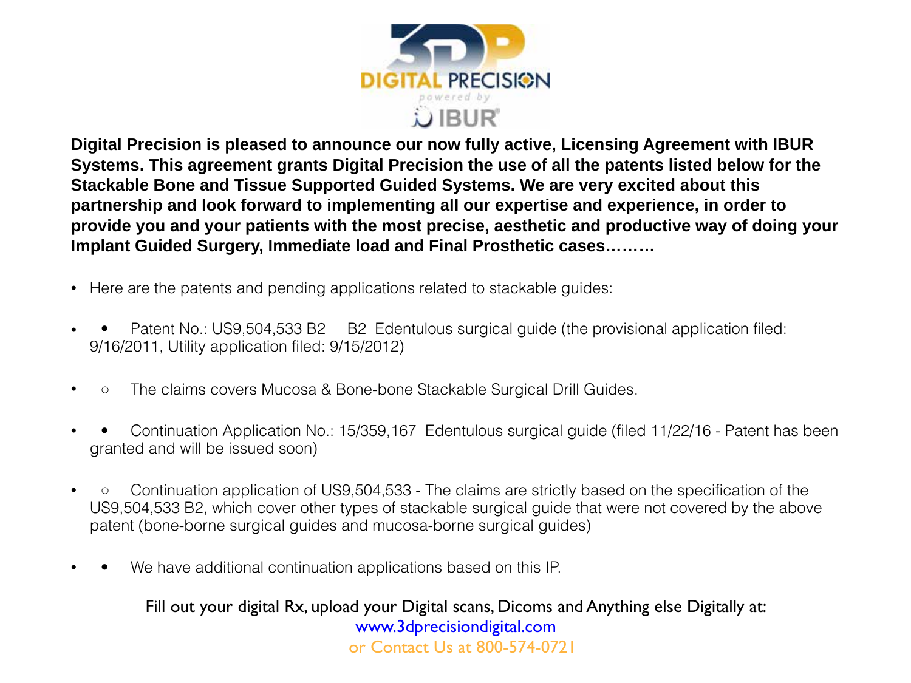**Digital Precision is pleased to announce our now fully active, Licensing Agreement with IBUR Systems. This agreement grants Digital Precision the use of all the patents listed below for the Stackable Bone and Tissue Supported Guided Systems. We are very excited about this partnership and look forward to implementing all our expertise and experience, in order to provide you and your patients with the most precise, aesthetic and productive way of doing your Implant Guided Surgery, Immediate load and Final Prosthetic cases………**

- Here are the patents and pending applications related to stackable guides:
- • Patent No.: US9,504,533 B2 B2 Edentulous surgical guide (the provisional application filed: 9/16/2011, Utility application filed: 9/15/2012)
- ○ The claims covers Mucosa & Bone-bone Stackable Surgical Drill Guides.
- • Continuation Application No.: 15/359,167 Edentulous surgical guide (filed 11/22/16 - Patent has been granted and will be issued soon)
- ○ Continuation application of US9,504,533 - The claims are strictly based on the specification of the US9,504,533 B2, which cover other types of stackable surgical guide that were not covered by the above patent (bone-borne surgical guides and mucosa-borne surgical guides)
- • We have additional continuation applications based on this IP.

Fill out your digital Rx, upload your Digital scans, Dicoms and Anything else Digitally at:
www.3dprecisiondigital.com
or Contact Us at 800-574-0721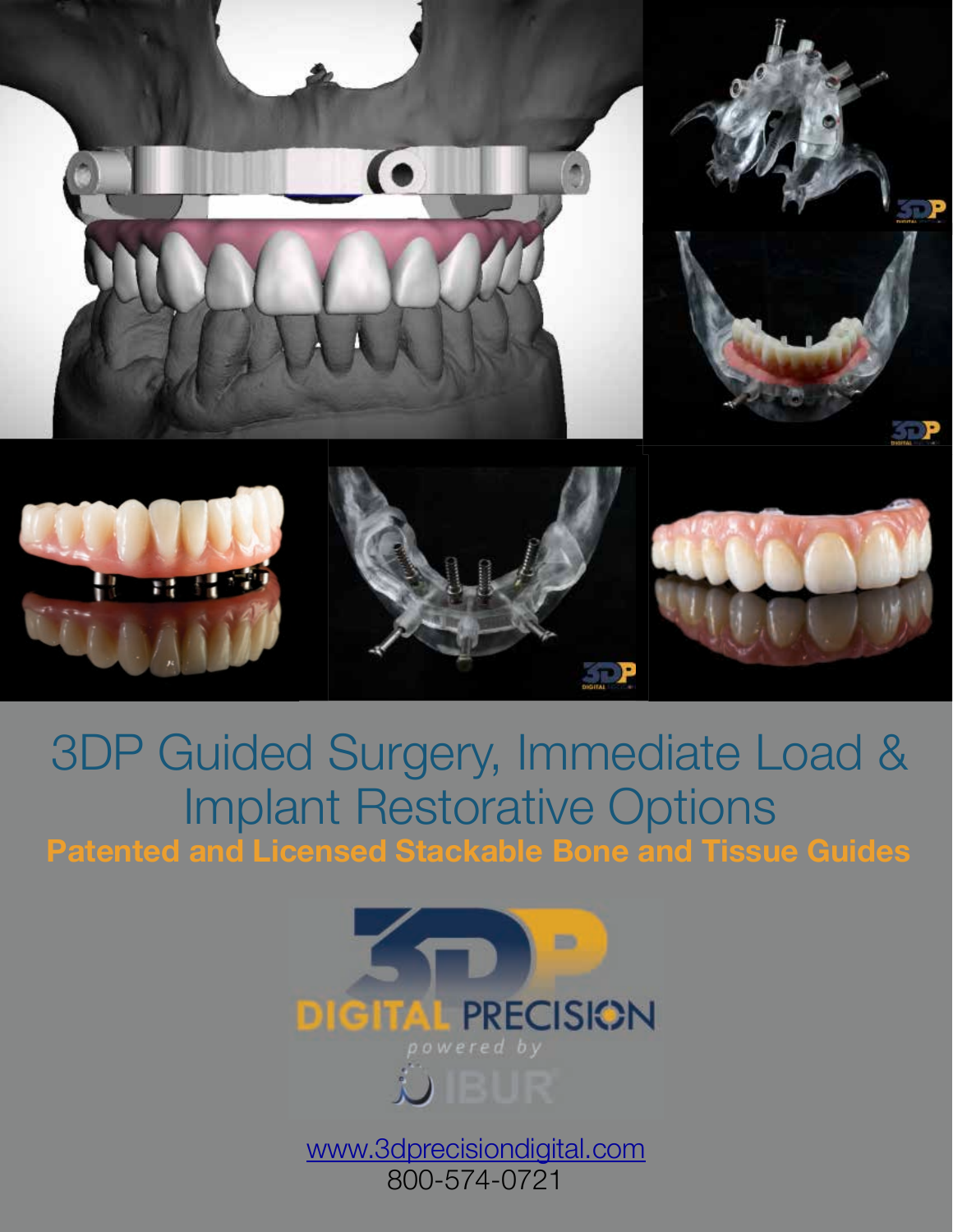# 3DP Guided Surgery, Immediate Load & Implant Restorative Options

**Patented and Licensed Stackable Bone and Tissue Guides**

DIGITAL PRECISION

*powered by*

IBUR

www.3dprecisiondigital.com

800-574-0721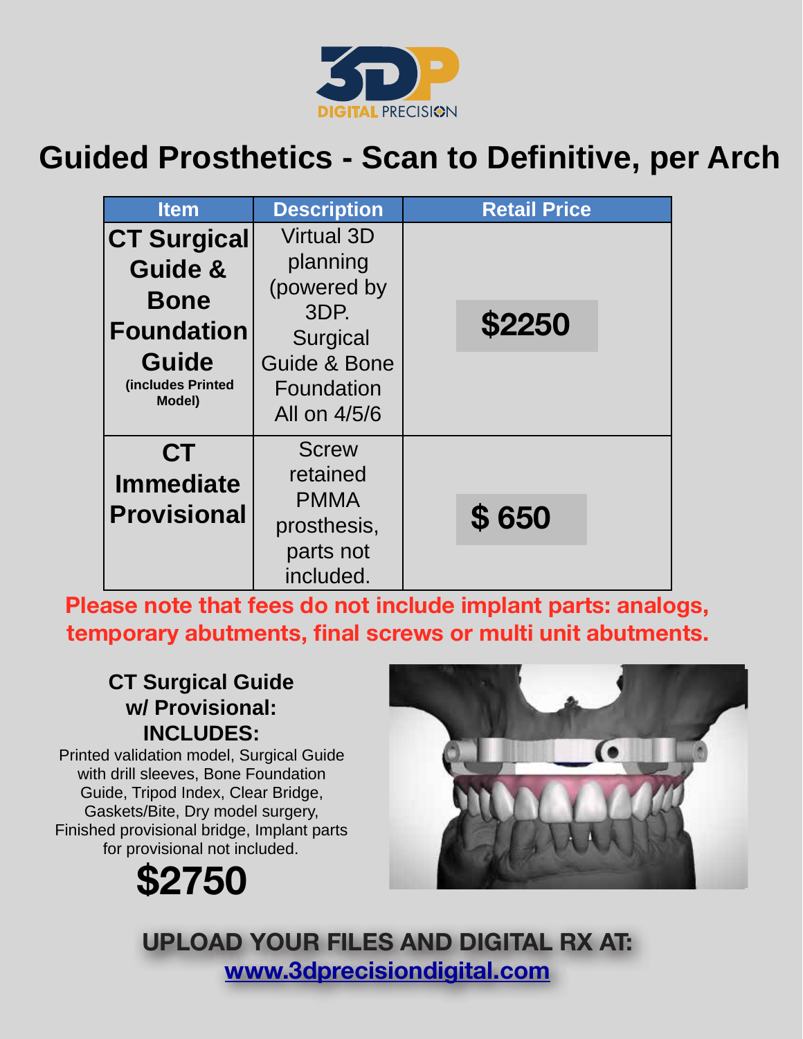# Guided Prosthetics - Scan to Definitive, per Arch

| Item | Description | Retail Price |
|---|---|---|
| **CT Surgical Guide & Bone Foundation Guide** (includes Printed Model) | Virtual 3D planning (powered by 3DP. Surgical Guide & Bone Foundation All on 4/5/6 | **$2250** |
| **CT Immediate Provisional** | Screw retained PMMA prosthesis, parts not included. | **$ 650** |

**Please note that fees do not include implant parts: analogs, temporary abutments, final screws or multi unit abutments.**

### CT Surgical Guide w/ Provisional: INCLUDES:

Printed validation model, Surgical Guide with drill sleeves, Bone Foundation Guide, Tripod Index, Clear Bridge, Gaskets/Bite, Dry model surgery, Finished provisional bridge, Implant parts for provisional not included.

**$2750**

**UPLOAD YOUR FILES AND DIGITAL RX AT:**
**www.3dprecisiondigital.com**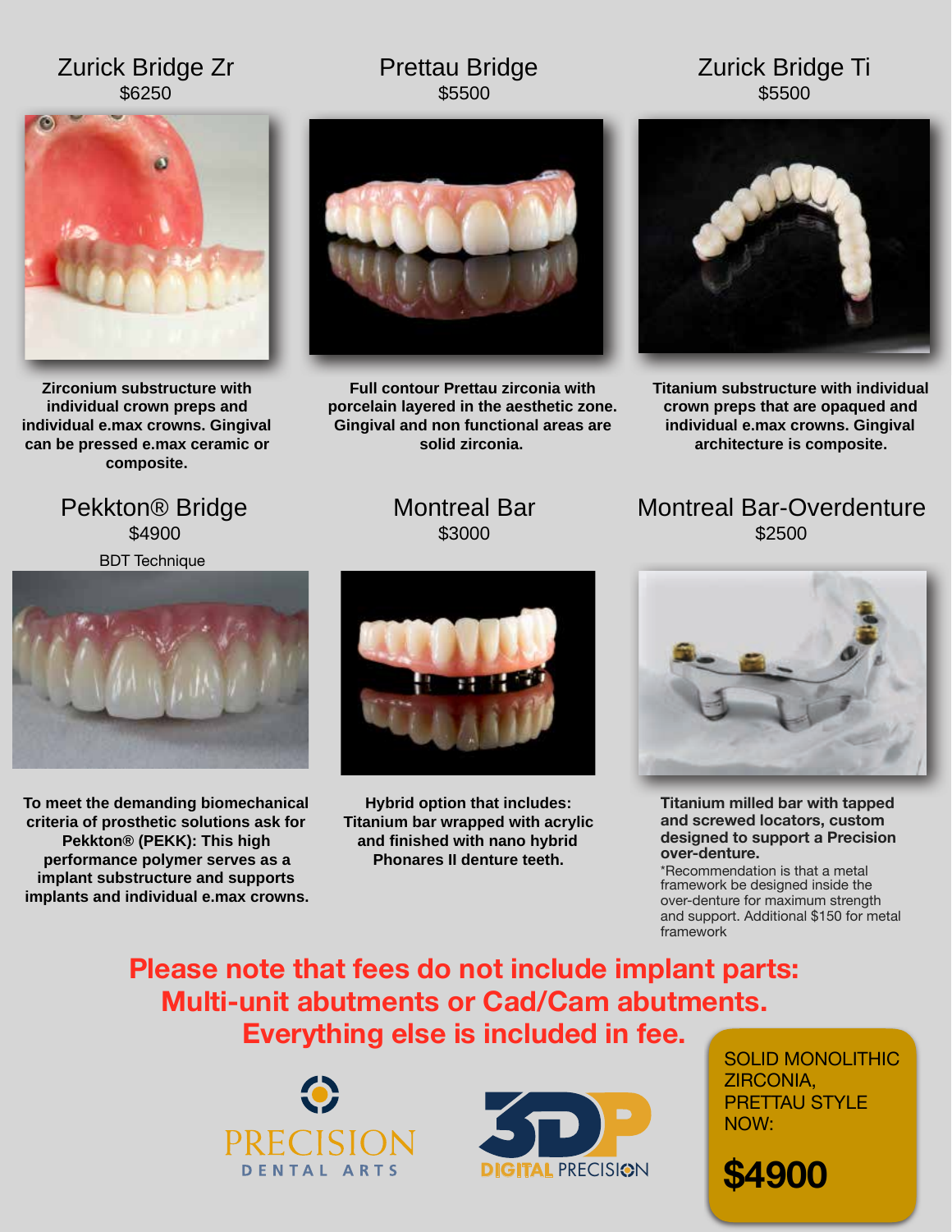## Zurick Bridge Zr
$6250

**Zirconium substructure with individual crown preps and individual e.max crowns. Gingival can be pressed e.max ceramic or composite.**

## Prettau Bridge
$5500

**Full contour Prettau zirconia with porcelain layered in the aesthetic zone. Gingival and non functional areas are solid zirconia.**

## Zurick Bridge Ti
$5500

**Titanium substructure with individual crown preps that are opaqued and individual e.max crowns. Gingival architecture is composite.**

## Pekkton® Bridge
$4900

BDT Technique

**To meet the demanding biomechanical criteria of prosthetic solutions ask for Pekkton® (PEKK): This high performance polymer serves as a implant substructure and supports implants and individual e.max crowns.**

## Montreal Bar
$3000

**Hybrid option that includes: Titanium bar wrapped with acrylic and finished with nano hybrid Phonares II denture teeth.**

## Montreal Bar-Overdenture
$2500

**Titanium milled bar with tapped and screwed locators, custom designed to support a Precision over-denture.**

*Recommendation is that a metal framework be designed inside the over-denture for maximum strength and support. Additional $150 for metal framework

**Please note that fees do not include implant parts: Multi-unit abutments or Cad/Cam abutments. Everything else is included in fee.**

SOLID MONOLITHIC ZIRCONIA, PRETTAU STYLE NOW:

**$4900**

PRECISION DENTAL ARTS

3DP DIGITAL PRECISION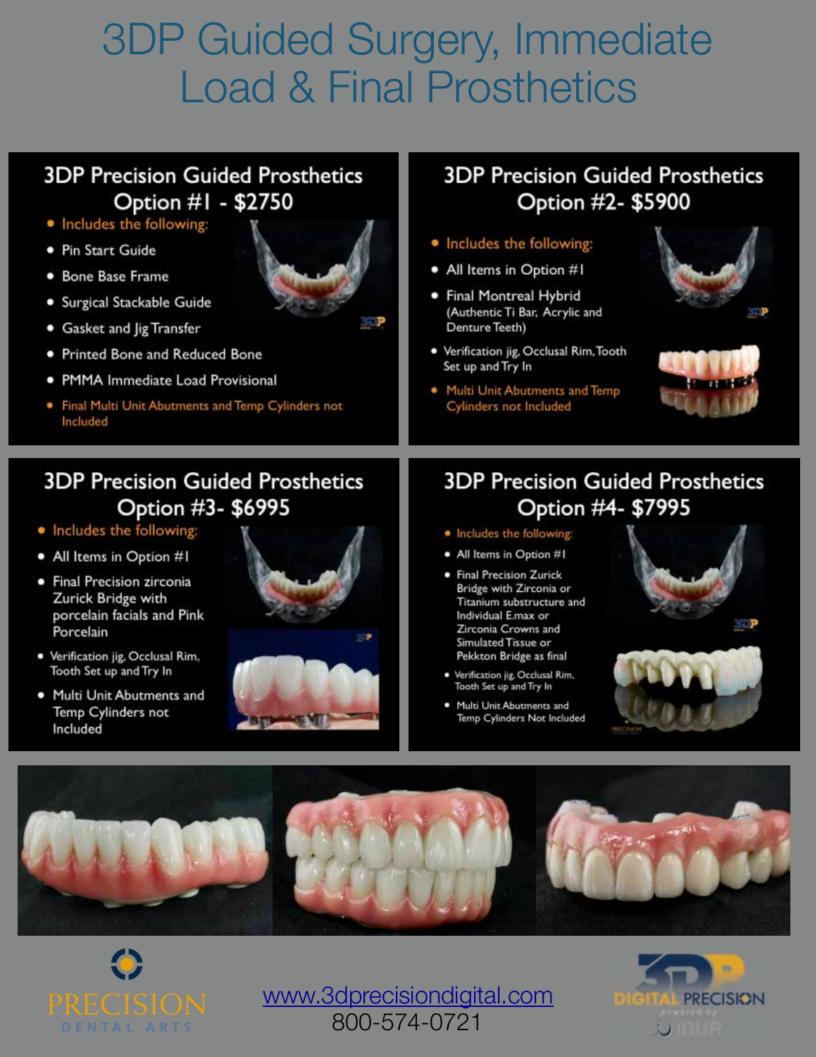# 3DP Guided Surgery, Immediate Load & Final Prosthetics

## 3DP Precision Guided Prosthetics Option #1 - $2750

- Includes the following:
- Pin Start Guide
- Bone Base Frame
- Surgical Stackable Guide
- Gasket and Jig Transfer
- Printed Bone and Reduced Bone
- PMMA Immediate Load Provisional
- Final Multi Unit Abutments and Temp Cylinders not Included

## 3DP Precision Guided Prosthetics Option #2- $5900

- Includes the following:
- All Items in Option #1
- Final Montreal Hybrid (Authentic Ti Bar, Acrylic and Denture Teeth)
- Verification jig, Occlusal Rim, Tooth Set up and Try In
- Multi Unit Abutments and Temp Cylinders not Included

## 3DP Precision Guided Prosthetics Option #3- $6995

- Includes the following:
- All Items in Option #1
- Final Precision zirconia Zurick Bridge with porcelain facials and Pink Porcelain
- Verification jig, Occlusal Rim, Tooth Set up and Try In
- Multi Unit Abutments and Temp Cylinders not Included

## 3DP Precision Guided Prosthetics Option #4- $7995

- Includes the following:
- All Items in Option #1
- Final Precision Zurick Bridge with Zirconia or Titanium substructure and Individual E.max or Zirconia Crowns and Simulated Tissue or Pekkton Bridge as final
- Verification jig, Occlusal Rim, Tooth Set up and Try In
- Multi Unit Abutments and Temp Cylinders Not Included

PRECISION DENTAL ARTS

www.3dprecisiondigital.com
800-574-0721

3DP DIGITAL PRECISION powered by IBUR